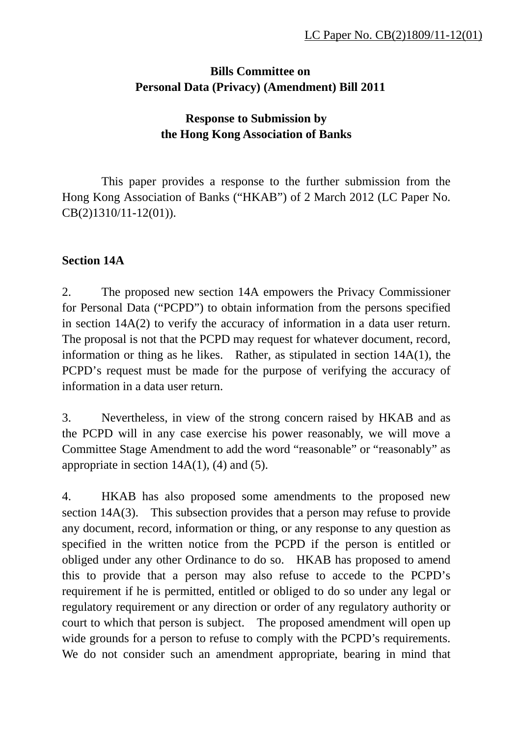LC Paper No. CB(2)1809/11-12(01)

**Bills Committee on**
**Personal Data (Privacy) (Amendment) Bill 2011**

**Response to Submission by**
**the Hong Kong Association of Banks**

This paper provides a response to the further submission from the Hong Kong Association of Banks ("HKAB") of 2 March 2012 (LC Paper No. CB(2)1310/11-12(01)).

**Section 14A**

2. The proposed new section 14A empowers the Privacy Commissioner for Personal Data ("PCPD") to obtain information from the persons specified in section 14A(2) to verify the accuracy of information in a data user return. The proposal is not that the PCPD may request for whatever document, record, information or thing as he likes. Rather, as stipulated in section 14A(1), the PCPD's request must be made for the purpose of verifying the accuracy of information in a data user return.

3. Nevertheless, in view of the strong concern raised by HKAB and as the PCPD will in any case exercise his power reasonably, we will move a Committee Stage Amendment to add the word "reasonable" or "reasonably" as appropriate in section 14A(1), (4) and (5).

4. HKAB has also proposed some amendments to the proposed new section 14A(3). This subsection provides that a person may refuse to provide any document, record, information or thing, or any response to any question as specified in the written notice from the PCPD if the person is entitled or obliged under any other Ordinance to do so. HKAB has proposed to amend this to provide that a person may also refuse to accede to the PCPD's requirement if he is permitted, entitled or obliged to do so under any legal or regulatory requirement or any direction or order of any regulatory authority or court to which that person is subject. The proposed amendment will open up wide grounds for a person to refuse to comply with the PCPD's requirements. We do not consider such an amendment appropriate, bearing in mind that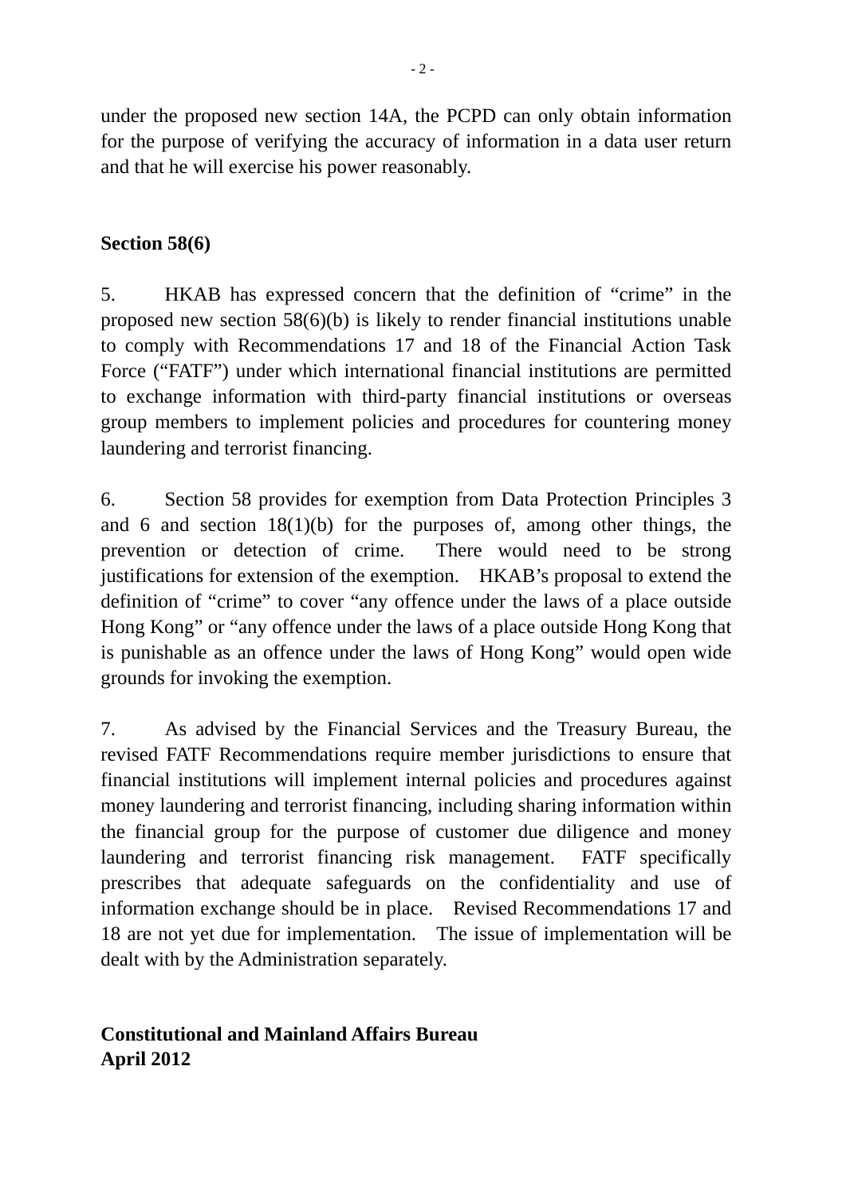under the proposed new section 14A, the PCPD can only obtain information for the purpose of verifying the accuracy of information in a data user return and that he will exercise his power reasonably.

**Section 58(6)**

5. HKAB has expressed concern that the definition of "crime" in the proposed new section 58(6)(b) is likely to render financial institutions unable to comply with Recommendations 17 and 18 of the Financial Action Task Force ("FATF") under which international financial institutions are permitted to exchange information with third-party financial institutions or overseas group members to implement policies and procedures for countering money laundering and terrorist financing.

6. Section 58 provides for exemption from Data Protection Principles 3 and 6 and section 18(1)(b) for the purposes of, among other things, the prevention or detection of crime. There would need to be strong justifications for extension of the exemption. HKAB's proposal to extend the definition of "crime" to cover "any offence under the laws of a place outside Hong Kong" or "any offence under the laws of a place outside Hong Kong that is punishable as an offence under the laws of Hong Kong" would open wide grounds for invoking the exemption.

7. As advised by the Financial Services and the Treasury Bureau, the revised FATF Recommendations require member jurisdictions to ensure that financial institutions will implement internal policies and procedures against money laundering and terrorist financing, including sharing information within the financial group for the purpose of customer due diligence and money laundering and terrorist financing risk management. FATF specifically prescribes that adequate safeguards on the confidentiality and use of information exchange should be in place. Revised Recommendations 17 and 18 are not yet due for implementation. The issue of implementation will be dealt with by the Administration separately.

**Constitutional and Mainland Affairs Bureau**
**April 2012**